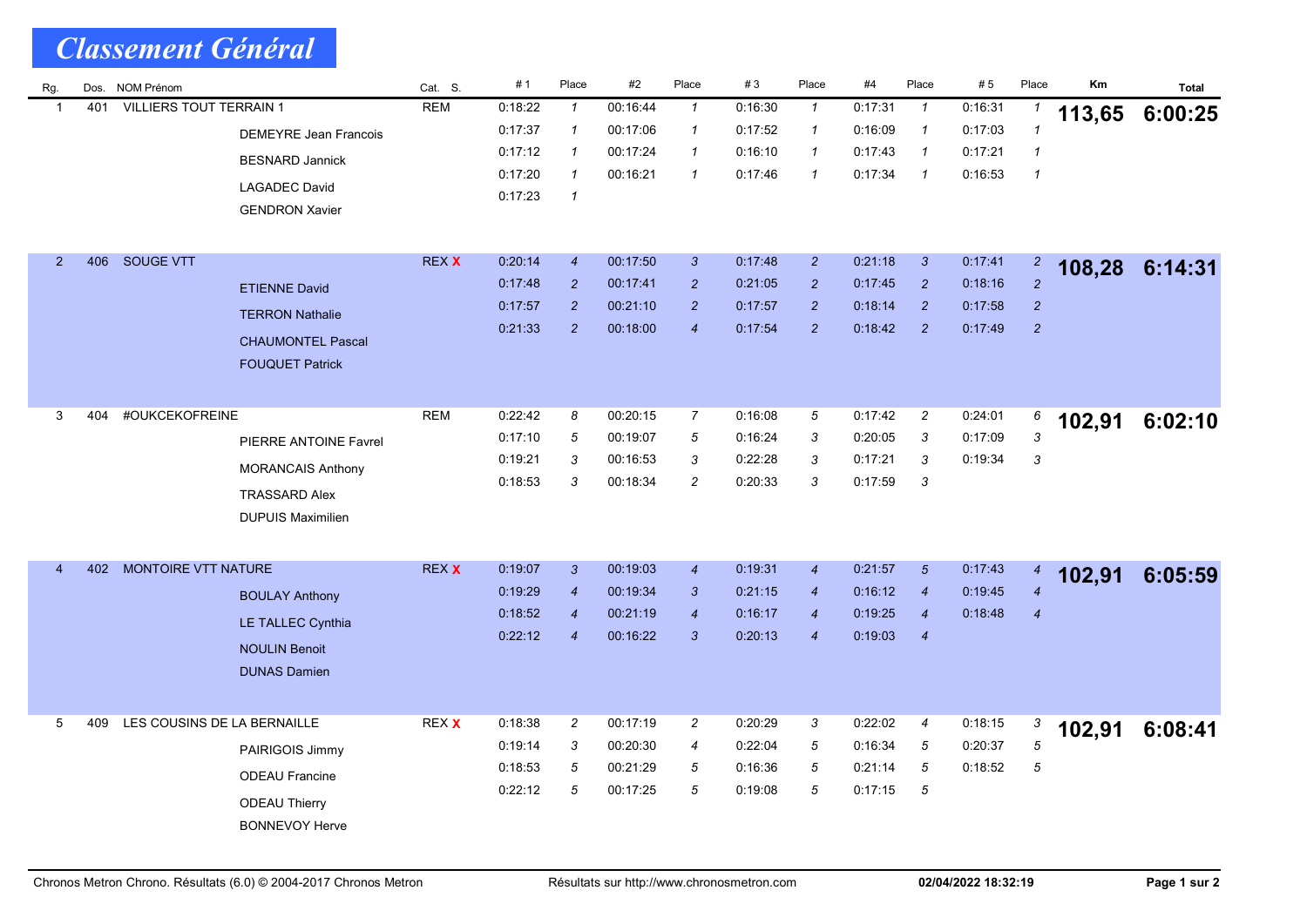# Classement Général

| Rg. | Dos. | NOM Prénom | | Cat. S. | # 1 | Place | #2 | Place | # 3 | Place | #4 | Place | # 5 | Place | Km | Total |
|---|---|---|---|---|---|---|---|---|---|---|---|---|---|---|---|---|
| 1 | 401 | VILLIERS TOUT TERRAIN 1 | | REM | 0:18:22 | 1 | 00:16:44 | 1 | 0:16:30 | 1 | 0:17:31 | 1 | 0:16:31 | 1 | **113,65** | **6:00:25** |
| | | | DEMEYRE Jean Francois | | 0:17:37 | 1 | 00:17:06 | 1 | 0:17:52 | 1 | 0:16:09 | 1 | 0:17:03 | 1 | | |
| | | | BESNARD Jannick | | 0:17:12 | 1 | 00:17:24 | 1 | 0:16:10 | 1 | 0:17:43 | 1 | 0:17:21 | 1 | | |
| | | | LAGADEC David | | 0:17:20 | 1 | 00:16:21 | 1 | 0:17:46 | 1 | 0:17:34 | 1 | 0:16:53 | 1 | | |
| | | | GENDRON Xavier | | 0:17:23 | 1 | | | | | | | | | | |
| 2 | 406 | SOUGE VTT | | REX X | 0:20:14 | 4 | 00:17:50 | 3 | 0:17:48 | 2 | 0:21:18 | 3 | 0:17:41 | 2 | **108,28** | **6:14:31** |
| | | | ETIENNE David | | 0:17:48 | 2 | 00:17:41 | 2 | 0:21:05 | 2 | 0:17:45 | 2 | 0:18:16 | 2 | | |
| | | | TERRON Nathalie | | 0:17:57 | 2 | 00:21:10 | 2 | 0:17:57 | 2 | 0:18:14 | 2 | 0:17:58 | 2 | | |
| | | | CHAUMONTEL Pascal | | 0:21:33 | 2 | 00:18:00 | 4 | 0:17:54 | 2 | 0:18:42 | 2 | 0:17:49 | 2 | | |
| | | | FOUQUET Patrick | | | | | | | | | | | | | |
| 3 | 404 | #OUKCEKOFREINE | | REM | 0:22:42 | 8 | 00:20:15 | 7 | 0:16:08 | 5 | 0:17:42 | 2 | 0:24:01 | 6 | **102,91** | **6:02:10** |
| | | | PIERRE ANTOINE Favrel | | 0:17:10 | 5 | 00:19:07 | 5 | 0:16:24 | 3 | 0:20:05 | 3 | 0:17:09 | 3 | | |
| | | | MORANCAIS Anthony | | 0:19:21 | 3 | 00:16:53 | 3 | 0:22:28 | 3 | 0:17:21 | 3 | 0:19:34 | 3 | | |
| | | | TRASSARD Alex | | 0:18:53 | 3 | 00:18:34 | 2 | 0:20:33 | 3 | 0:17:59 | 3 | | | | |
| | | | DUPUIS Maximilien | | | | | | | | | | | | | |
| 4 | 402 | MONTOIRE VTT NATURE | | REX X | 0:19:07 | 3 | 00:19:03 | 4 | 0:19:31 | 4 | 0:21:57 | 5 | 0:17:43 | 4 | **102,91** | **6:05:59** |
| | | | BOULAY Anthony | | 0:19:29 | 4 | 00:19:34 | 3 | 0:21:15 | 4 | 0:16:12 | 4 | 0:19:45 | 4 | | |
| | | | LE TALLEC Cynthia | | 0:18:52 | 4 | 00:21:19 | 4 | 0:16:17 | 4 | 0:19:25 | 4 | 0:18:48 | 4 | | |
| | | | NOULIN Benoit | | 0:22:12 | 4 | 00:16:22 | 3 | 0:20:13 | 4 | 0:19:03 | 4 | | | | |
| | | | DUNAS Damien | | | | | | | | | | | | | |
| 5 | 409 | LES COUSINS DE LA BERNAILLE | | REX X | 0:18:38 | 2 | 00:17:19 | 2 | 0:20:29 | 3 | 0:22:02 | 4 | 0:18:15 | 3 | **102,91** | **6:08:41** |
| | | | PAIRIGOIS Jimmy | | 0:19:14 | 3 | 00:20:30 | 4 | 0:22:04 | 5 | 0:16:34 | 5 | 0:20:37 | 5 | | |
| | | | ODEAU Francine | | 0:18:53 | 5 | 00:21:29 | 5 | 0:16:36 | 5 | 0:21:14 | 5 | 0:18:52 | 5 | | |
| | | | ODEAU Thierry | | 0:22:12 | 5 | 00:17:25 | 5 | 0:19:08 | 5 | 0:17:15 | 5 | | | | |
| | | | BONNEVOY Herve | | | | | | | | | | | | | |

Chronos Metron Chrono. Résultats (6.0) © 2004-2017 Chronos Metron — Résultats sur http://www.chronosmetron.com — 02/04/2022 18:32:19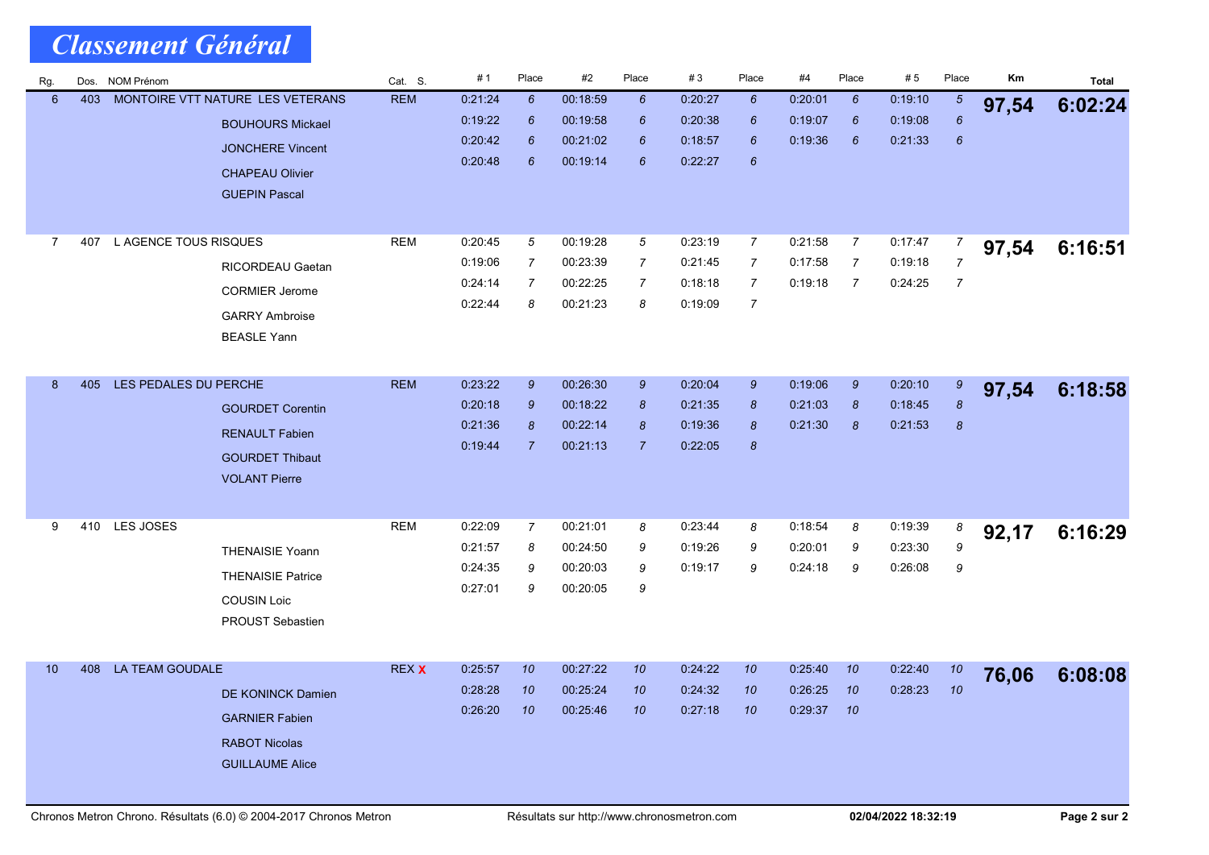# Classement Général

| Rg. | Dos. | NOM Prénom | Cat. S. | # 1 | Place | #2 | Place | # 3 | Place | #4 | Place | # 5 | Place | Km | Total |
|---|---|---|---|---|---|---|---|---|---|---|---|---|---|---|---|
| 6 | 403 | MONTOIRE VTT NATURE LES VETERANS | REM | 0:21:24 | 6 | 00:18:59 | 6 | 0:20:27 | 6 | 0:20:01 | 6 | 0:19:10 | 5 | 97,54 | 6:02:24 |
| | | BOUHOURS Mickael | | 0:19:22 | 6 | 00:19:58 | 6 | 0:20:38 | 6 | 0:19:07 | 6 | 0:19:08 | 6 | | |
| | | JONCHERE Vincent | | 0:20:42 | 6 | 00:21:02 | 6 | 0:18:57 | 6 | 0:19:36 | 6 | 0:21:33 | 6 | | |
| | | CHAPEAU Olivier | | 0:20:48 | 6 | 00:19:14 | 6 | 0:22:27 | 6 | | | | | | |
| | | GUEPIN Pascal | | | | | | | | | | | | | |
| 7 | 407 | L AGENCE TOUS RISQUES | REM | 0:20:45 | 5 | 00:19:28 | 5 | 0:23:19 | 7 | 0:21:58 | 7 | 0:17:47 | 7 | 97,54 | 6:16:51 |
| | | RICORDEAU Gaetan | | 0:19:06 | 7 | 00:23:39 | 7 | 0:21:45 | 7 | 0:17:58 | 7 | 0:19:18 | 7 | | |
| | | CORMIER Jerome | | 0:24:14 | 7 | 00:22:25 | 7 | 0:18:18 | 7 | 0:19:18 | 7 | 0:24:25 | 7 | | |
| | | GARRY Ambroise | | 0:22:44 | 8 | 00:21:23 | 8 | 0:19:09 | 7 | | | | | | |
| | | BEASLE Yann | | | | | | | | | | | | | |
| 8 | 405 | LES PEDALES DU PERCHE | REM | 0:23:22 | 9 | 00:26:30 | 9 | 0:20:04 | 9 | 0:19:06 | 9 | 0:20:10 | 9 | 97,54 | 6:18:58 |
| | | GOURDET Corentin | | 0:20:18 | 9 | 00:18:22 | 8 | 0:21:35 | 8 | 0:21:03 | 8 | 0:18:45 | 8 | | |
| | | RENAULT Fabien | | 0:21:36 | 8 | 00:22:14 | 8 | 0:19:36 | 8 | 0:21:30 | 8 | 0:21:53 | 8 | | |
| | | GOURDET Thibaut | | 0:19:44 | 7 | 00:21:13 | 7 | 0:22:05 | 8 | | | | | | |
| | | VOLANT Pierre | | | | | | | | | | | | | |
| 9 | 410 | LES JOSES | REM | 0:22:09 | 7 | 00:21:01 | 8 | 0:23:44 | 8 | 0:18:54 | 8 | 0:19:39 | 8 | 92,17 | 6:16:29 |
| | | THENAISIE Yoann | | 0:21:57 | 8 | 00:24:50 | 9 | 0:19:26 | 9 | 0:20:01 | 9 | 0:23:30 | 9 | | |
| | | THENAISIE Patrice | | 0:24:35 | 9 | 00:20:03 | 9 | 0:19:17 | 9 | 0:24:18 | 9 | 0:26:08 | 9 | | |
| | | COUSIN Loic | | 0:27:01 | 9 | 00:20:05 | 9 | | | | | | | | |
| | | PROUST Sebastien | | | | | | | | | | | | | |
| 10 | 408 | LA TEAM GOUDALE | REX X | 0:25:57 | 10 | 00:27:22 | 10 | 0:24:22 | 10 | 0:25:40 | 10 | 0:22:40 | 10 | 76,06 | 6:08:08 |
| | | DE KONINCK Damien | | 0:28:28 | 10 | 00:25:24 | 10 | 0:24:32 | 10 | 0:26:25 | 10 | 0:28:23 | 10 | | |
| | | GARNIER Fabien | | 0:26:20 | 10 | 00:25:46 | 10 | 0:27:18 | 10 | 0:29:37 | 10 | | | | |
| | | RABOT Nicolas | | | | | | | | | | | | | |
| | | GUILLAUME Alice | | | | | | | | | | | | | |

Chronos Metron Chrono. Résultats (6.0) © 2004-2017 Chronos Metron — Résultats sur http://www.chronosmetron.com — 02/04/2022 18:32:19